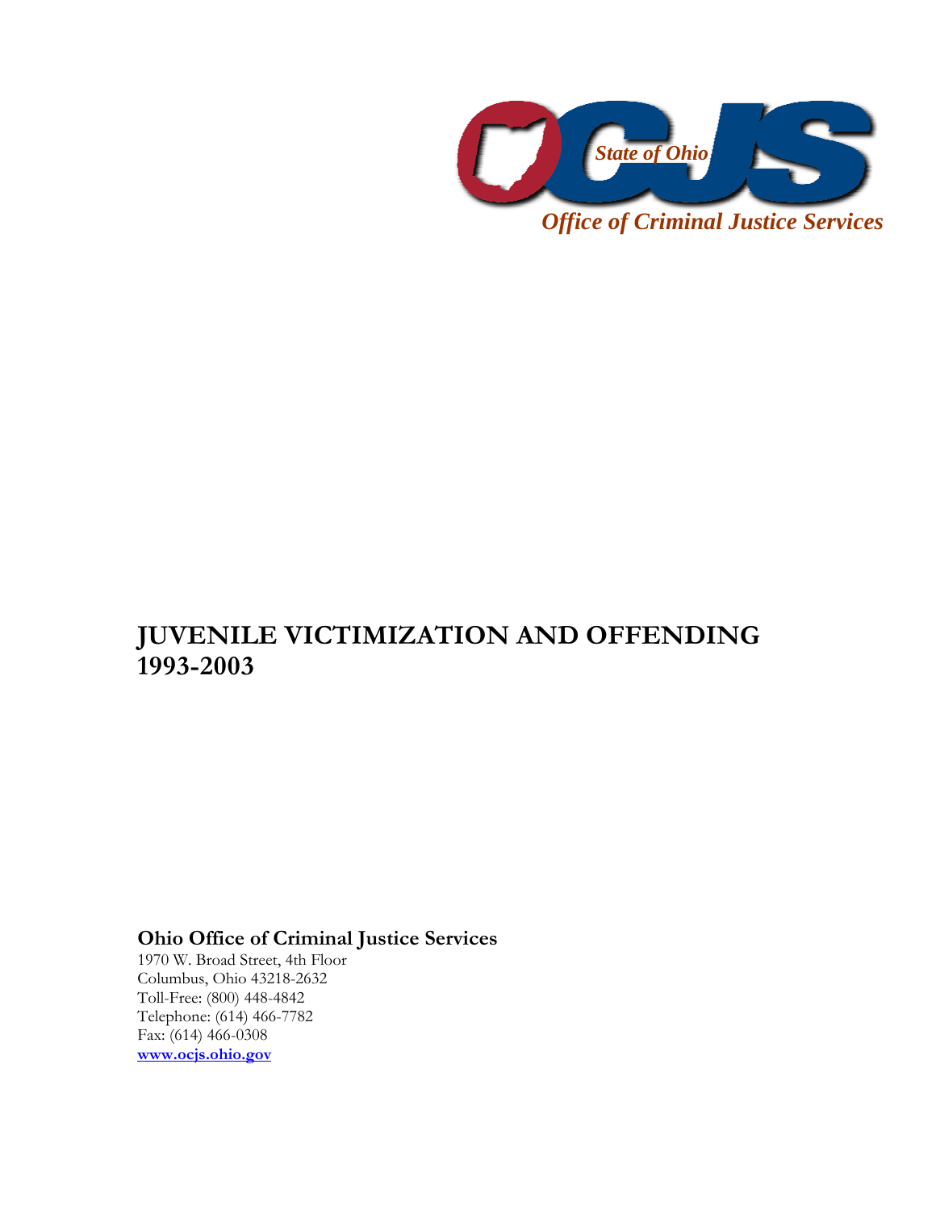State of Ohio

OCJS

Office of Criminal Justice Services

# JUVENILE VICTIMIZATION AND OFFENDING 1993-2003

**Ohio Office of Criminal Justice Services**
1970 W. Broad Street, 4th Floor
Columbus, Ohio 43218-2632
Toll-Free: (800) 448-4842
Telephone: (614) 466-7782
Fax: (614) 466-0308
**www.ocjs.ohio.gov**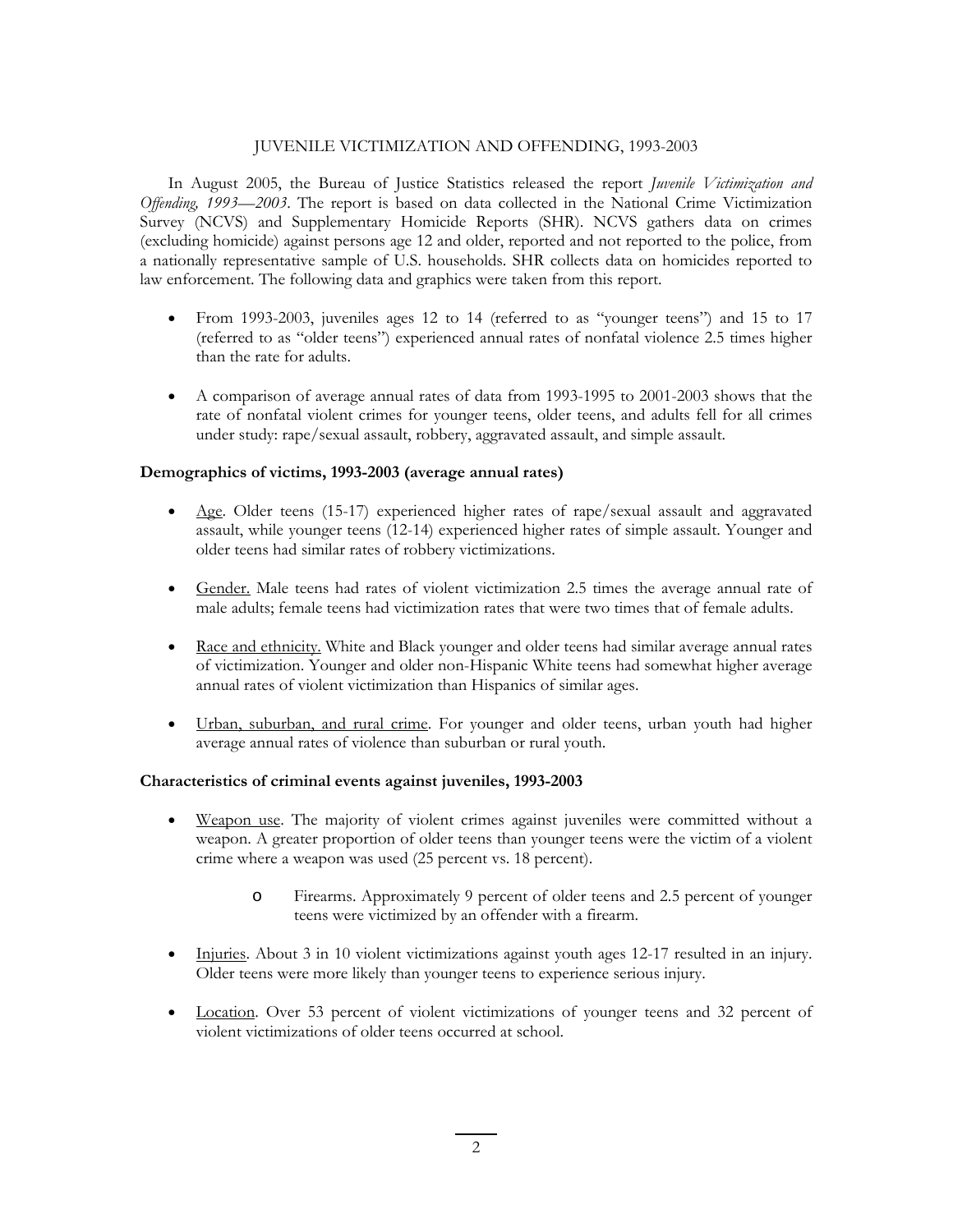# JUVENILE VICTIMIZATION AND OFFENDING, 1993-2003

In August 2005, the Bureau of Justice Statistics released the report *Juvenile Victimization and Offending, 1993—2003*. The report is based on data collected in the National Crime Victimization Survey (NCVS) and Supplementary Homicide Reports (SHR). NCVS gathers data on crimes (excluding homicide) against persons age 12 and older, reported and not reported to the police, from a nationally representative sample of U.S. households. SHR collects data on homicides reported to law enforcement. The following data and graphics were taken from this report.

- From 1993-2003, juveniles ages 12 to 14 (referred to as "younger teens") and 15 to 17 (referred to as "older teens") experienced annual rates of nonfatal violence 2.5 times higher than the rate for adults.

- A comparison of average annual rates of data from 1993-1995 to 2001-2003 shows that the rate of nonfatal violent crimes for younger teens, older teens, and adults fell for all crimes under study: rape/sexual assault, robbery, aggravated assault, and simple assault.

**Demographics of victims, 1993-2003 (average annual rates)**

- Age. Older teens (15-17) experienced higher rates of rape/sexual assault and aggravated assault, while younger teens (12-14) experienced higher rates of simple assault. Younger and older teens had similar rates of robbery victimizations.

- Gender. Male teens had rates of violent victimization 2.5 times the average annual rate of male adults; female teens had victimization rates that were two times that of female adults.

- Race and ethnicity. White and Black younger and older teens had similar average annual rates of victimization. Younger and older non-Hispanic White teens had somewhat higher average annual rates of violent victimization than Hispanics of similar ages.

- Urban, suburban, and rural crime. For younger and older teens, urban youth had higher average annual rates of violence than suburban or rural youth.

**Characteristics of criminal events against juveniles, 1993-2003**

- Weapon use. The majority of violent crimes against juveniles were committed without a weapon. A greater proportion of older teens than younger teens were the victim of a violent crime where a weapon was used (25 percent vs. 18 percent).
  - Firearms. Approximately 9 percent of older teens and 2.5 percent of younger teens were victimized by an offender with a firearm.

- Injuries. About 3 in 10 violent victimizations against youth ages 12-17 resulted in an injury. Older teens were more likely than younger teens to experience serious injury.

- Location. Over 53 percent of violent victimizations of younger teens and 32 percent of violent victimizations of older teens occurred at school.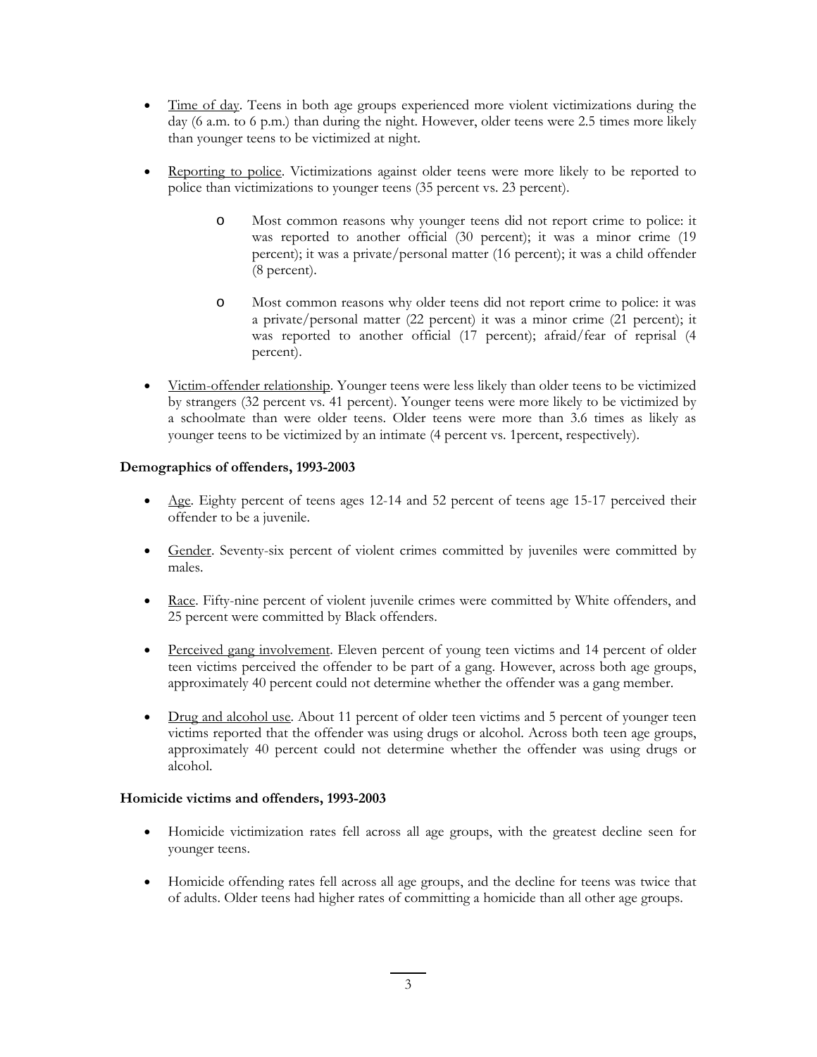- Time of day. Teens in both age groups experienced more violent victimizations during the day (6 a.m. to 6 p.m.) than during the night. However, older teens were 2.5 times more likely than younger teens to be victimized at night.

- Reporting to police. Victimizations against older teens were more likely to be reported to police than victimizations to younger teens (35 percent vs. 23 percent).

  - Most common reasons why younger teens did not report crime to police: it was reported to another official (30 percent); it was a minor crime (19 percent); it was a private/personal matter (16 percent); it was a child offender (8 percent).

  - Most common reasons why older teens did not report crime to police: it was a private/personal matter (22 percent) it was a minor crime (21 percent); it was reported to another official (17 percent); afraid/fear of reprisal (4 percent).

- Victim-offender relationship. Younger teens were less likely than older teens to be victimized by strangers (32 percent vs. 41 percent). Younger teens were more likely to be victimized by a schoolmate than were older teens. Older teens were more than 3.6 times as likely as younger teens to be victimized by an intimate (4 percent vs. 1percent, respectively).

**Demographics of offenders, 1993-2003**

- Age. Eighty percent of teens ages 12-14 and 52 percent of teens age 15-17 perceived their offender to be a juvenile.

- Gender. Seventy-six percent of violent crimes committed by juveniles were committed by males.

- Race. Fifty-nine percent of violent juvenile crimes were committed by White offenders, and 25 percent were committed by Black offenders.

- Perceived gang involvement. Eleven percent of young teen victims and 14 percent of older teen victims perceived the offender to be part of a gang. However, across both age groups, approximately 40 percent could not determine whether the offender was a gang member.

- Drug and alcohol use. About 11 percent of older teen victims and 5 percent of younger teen victims reported that the offender was using drugs or alcohol. Across both teen age groups, approximately 40 percent could not determine whether the offender was using drugs or alcohol.

**Homicide victims and offenders, 1993-2003**

- Homicide victimization rates fell across all age groups, with the greatest decline seen for younger teens.

- Homicide offending rates fell across all age groups, and the decline for teens was twice that of adults. Older teens had higher rates of committing a homicide than all other age groups.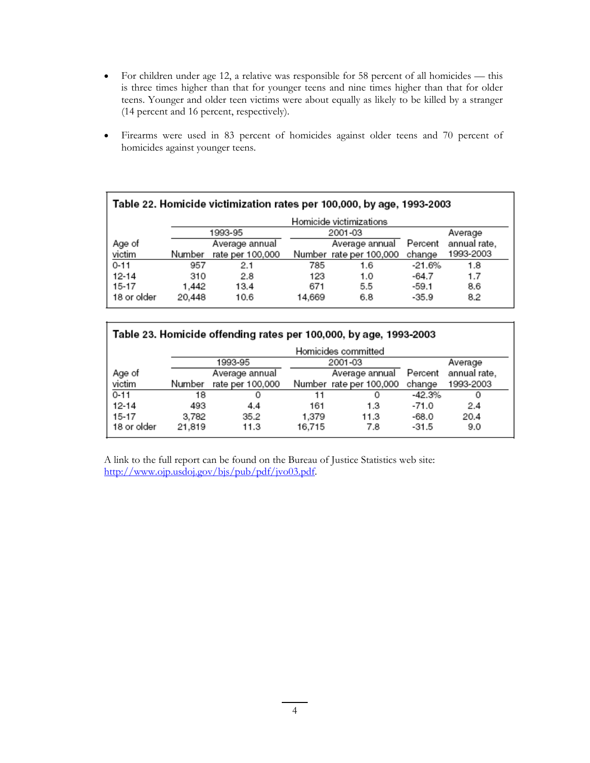- For children under age 12, a relative was responsible for 58 percent of all homicides — this is three times higher than that for younger teens and nine times higher than that for older teens. Younger and older teen victims were about equally as likely to be killed by a stranger (14 percent and 16 percent, respectively).

- Firearms were used in 83 percent of homicides against older teens and 70 percent of homicides against younger teens.

**Table 22. Homicide victimization rates per 100,000, by age, 1993-2003**

| | Homicide victimizations | | | | | |
|---|---|---|---|---|---|---|
| | 1993-95 | | 2001-03 | | | Average |
| Age of victim | Number | Average annual rate per 100,000 | Number | Average annual rate per 100,000 | Percent change | annual rate, 1993-2003 |
| 0-11 | 957 | 2.1 | 785 | 1.6 | -21.6% | 1.8 |
| 12-14 | 310 | 2.8 | 123 | 1.0 | -64.7 | 1.7 |
| 15-17 | 1,442 | 13.4 | 671 | 5.5 | -59.1 | 8.6 |
| 18 or older | 20,448 | 10.6 | 14,669 | 6.8 | -35.9 | 8.2 |

**Table 23. Homicide offending rates per 100,000, by age, 1993-2003**

| | Homicides committed | | | | | |
|---|---|---|---|---|---|---|
| | 1993-95 | | 2001-03 | | | Average |
| Age of victim | Number | Average annual rate per 100,000 | Number | Average annual rate per 100,000 | Percent change | annual rate, 1993-2003 |
| 0-11 | 18 | 0 | 11 | 0 | -42.3% | 0 |
| 12-14 | 493 | 4.4 | 161 | 1.3 | -71.0 | 2.4 |
| 15-17 | 3,782 | 35.2 | 1,379 | 11.3 | -68.0 | 20.4 |
| 18 or older | 21,819 | 11.3 | 16,715 | 7.8 | -31.5 | 9.0 |

A link to the full report can be found on the Bureau of Justice Statistics web site: http://www.ojp.usdoj.gov/bjs/pub/pdf/jvo03.pdf.